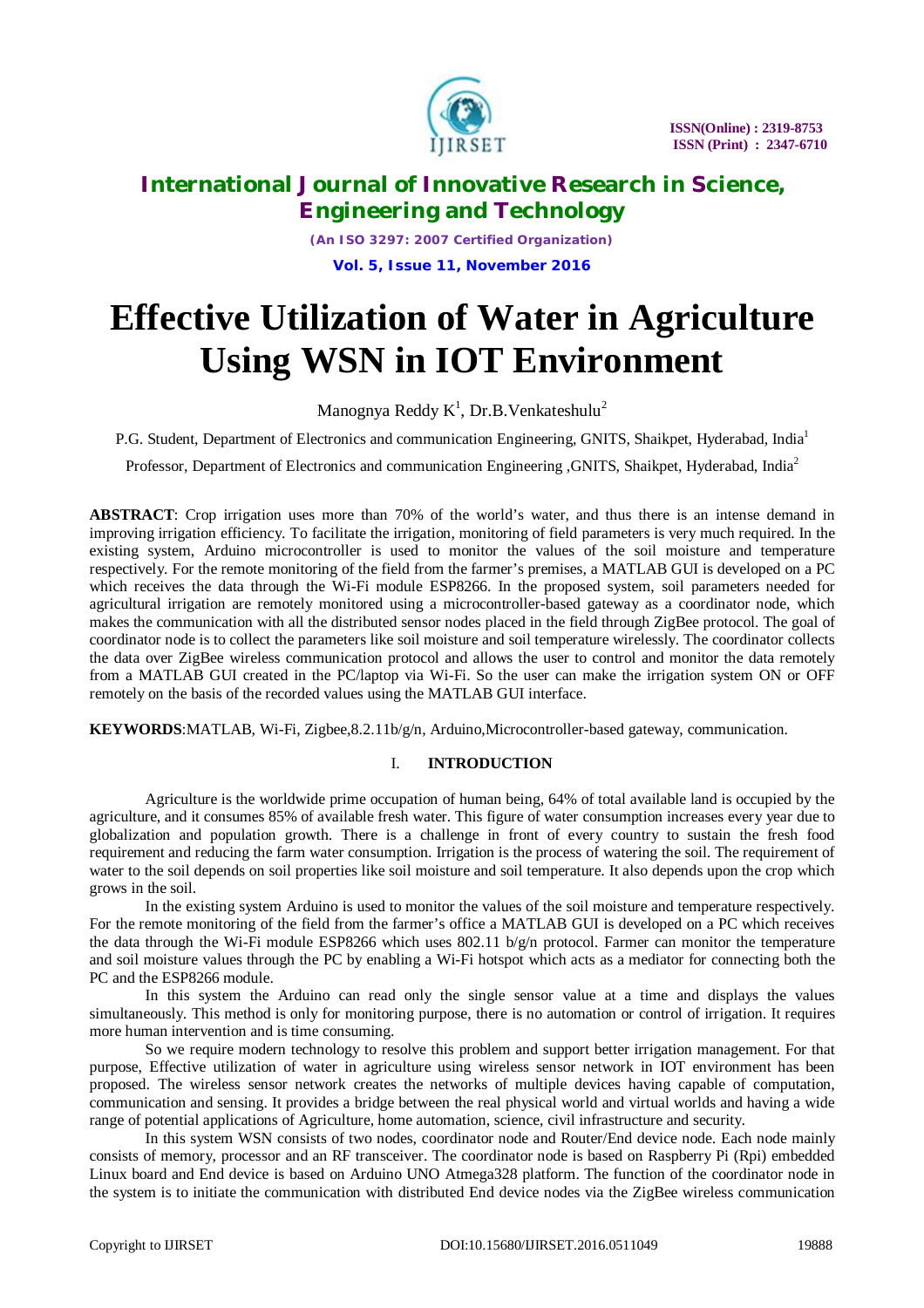# Effective Utilization of Water in Agriculture Using WSN in IOT Environment

Manognya Reddy K[1], Dr.B.Venkateshulu[2]

P.G. Student, Department of Electronics and communication Engineering, GNITS, Shaikpet, Hyderabad, India[1]

Professor, Department of Electronics and communication Engineering ,GNITS, Shaikpet, Hyderabad, India[2]

**ABSTRACT**: Crop irrigation uses more than 70% of the world's water, and thus there is an intense demand in improving irrigation efficiency. To facilitate the irrigation, monitoring of field parameters is very much required. In the existing system, Arduino microcontroller is used to monitor the values of the soil moisture and temperature respectively. For the remote monitoring of the field from the farmer's premises, a MATLAB GUI is developed on a PC which receives the data through the Wi-Fi module ESP8266. In the proposed system, soil parameters needed for agricultural irrigation are remotely monitored using a microcontroller-based gateway as a coordinator node, which makes the communication with all the distributed sensor nodes placed in the field through ZigBee protocol. The goal of coordinator node is to collect the parameters like soil moisture and soil temperature wirelessly. The coordinator collects the data over ZigBee wireless communication protocol and allows the user to control and monitor the data remotely from a MATLAB GUI created in the PC/laptop via Wi-Fi. So the user can make the irrigation system ON or OFF remotely on the basis of the recorded values using the MATLAB GUI interface.

**KEYWORDS**:MATLAB, Wi-Fi, Zigbee,8.2.11b/g/n, Arduino,Microcontroller-based gateway, communication.

## I. INTRODUCTION

Agriculture is the worldwide prime occupation of human being, 64% of total available land is occupied by the agriculture, and it consumes 85% of available fresh water. This figure of water consumption increases every year due to globalization and population growth. There is a challenge in front of every country to sustain the fresh food requirement and reducing the farm water consumption. Irrigation is the process of watering the soil. The requirement of water to the soil depends on soil properties like soil moisture and soil temperature. It also depends upon the crop which grows in the soil.

In the existing system Arduino is used to monitor the values of the soil moisture and temperature respectively. For the remote monitoring of the field from the farmer's office a MATLAB GUI is developed on a PC which receives the data through the Wi-Fi module ESP8266 which uses 802.11 b/g/n protocol. Farmer can monitor the temperature and soil moisture values through the PC by enabling a Wi-Fi hotspot which acts as a mediator for connecting both the PC and the ESP8266 module.

In this system the Arduino can read only the single sensor value at a time and displays the values simultaneously. This method is only for monitoring purpose, there is no automation or control of irrigation. It requires more human intervention and is time consuming.

So we require modern technology to resolve this problem and support better irrigation management. For that purpose, Effective utilization of water in agriculture using wireless sensor network in IOT environment has been proposed. The wireless sensor network creates the networks of multiple devices having capable of computation, communication and sensing. It provides a bridge between the real physical world and virtual worlds and having a wide range of potential applications of Agriculture, home automation, science, civil infrastructure and security.

In this system WSN consists of two nodes, coordinator node and Router/End device node. Each node mainly consists of memory, processor and an RF transceiver. The coordinator node is based on Raspberry Pi (Rpi) embedded Linux board and End device is based on Arduino UNO Atmega328 platform. The function of the coordinator node in the system is to initiate the communication with distributed End device nodes via the ZigBee wireless communication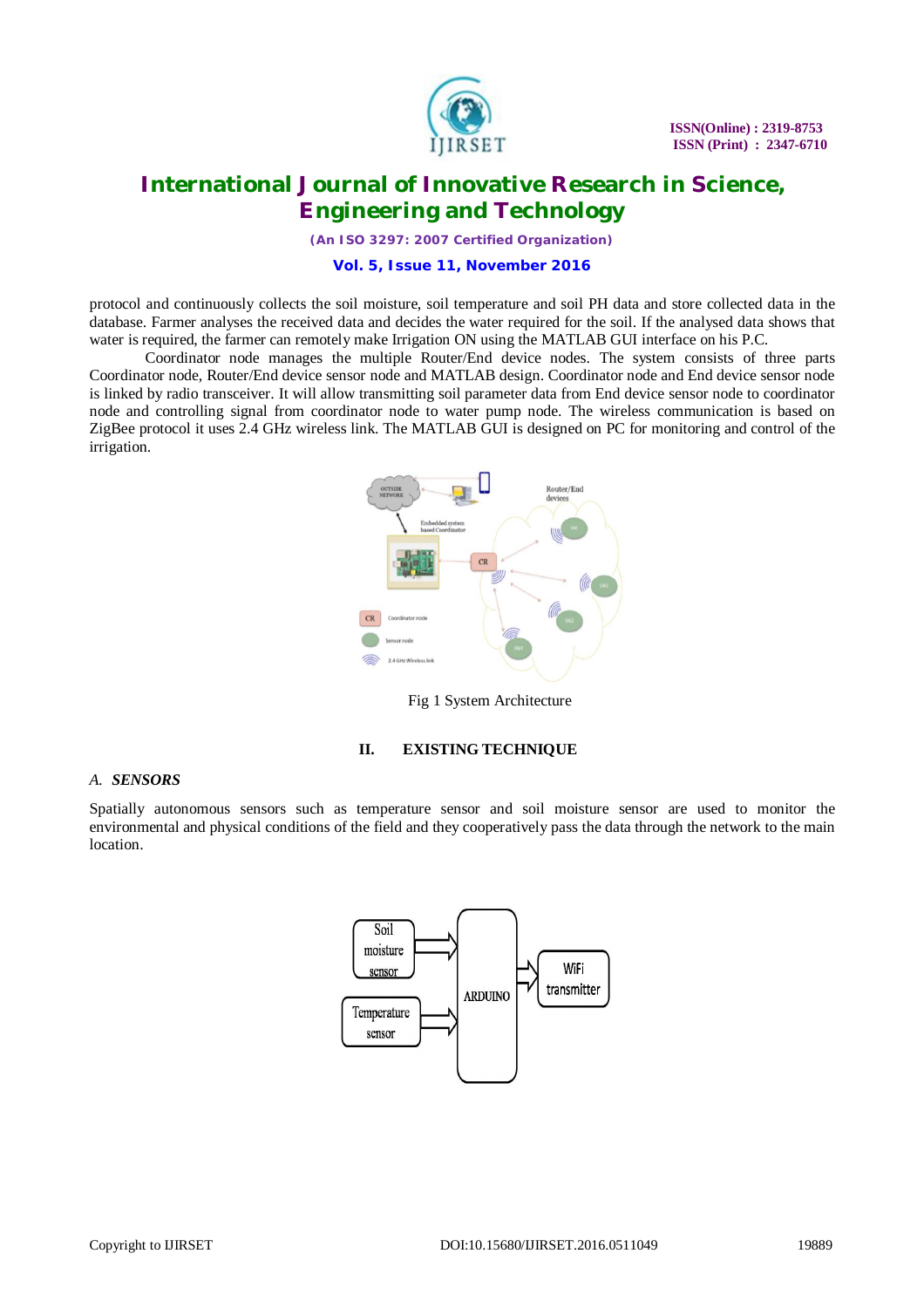protocol and continuously collects the soil moisture, soil temperature and soil PH data and store collected data in the database. Farmer analyses the received data and decides the water required for the soil. If the analysed data shows that water is required, the farmer can remotely make Irrigation ON using the MATLAB GUI interface on his P.C.

Coordinator node manages the multiple Router/End device nodes. The system consists of three parts Coordinator node, Router/End device sensor node and MATLAB design. Coordinator node and End device sensor node is linked by radio transceiver. It will allow transmitting soil parameter data from End device sensor node to coordinator node and controlling signal from coordinator node to water pump node. The wireless communication is based on ZigBee protocol it uses 2.4 GHz wireless link. The MATLAB GUI is designed on PC for monitoring and control of the irrigation.

Fig 1 System Architecture

## II. EXISTING TECHNIQUE

### *A. SENSORS*

Spatially autonomous sensors such as temperature sensor and soil moisture sensor are used to monitor the environmental and physical conditions of the field and they cooperatively pass the data through the network to the main location.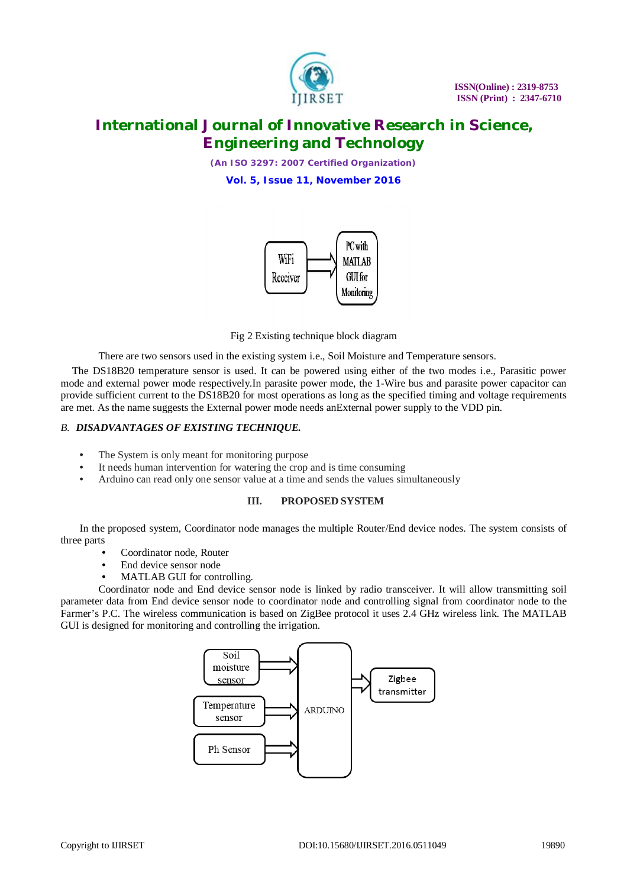Fig 2 Existing technique block diagram

There are two sensors used in the existing system i.e., Soil Moisture and Temperature sensors.

The DS18B20 temperature sensor is used. It can be powered using either of the two modes i.e., Parasitic power mode and external power mode respectively.In parasite power mode, the 1-Wire bus and parasite power capacitor can provide sufficient current to the DS18B20 for most operations as long as the specified timing and voltage requirements are met. As the name suggests the External power mode needs anExternal power supply to the VDD pin.

### B. *DISADVANTAGES OF EXISTING TECHNIQUE.*

- The System is only meant for monitoring purpose
- It needs human intervention for watering the crop and is time consuming
- Arduino can read only one sensor value at a time and sends the values simultaneously

## III. PROPOSED SYSTEM

In the proposed system, Coordinator node manages the multiple Router/End device nodes. The system consists of three parts

- Coordinator node, Router
- End device sensor node
- MATLAB GUI for controlling.

Coordinator node and End device sensor node is linked by radio transceiver. It will allow transmitting soil parameter data from End device sensor node to coordinator node and controlling signal from coordinator node to the Farmer's P.C. The wireless communication is based on ZigBee protocol it uses 2.4 GHz wireless link. The MATLAB GUI is designed for monitoring and controlling the irrigation.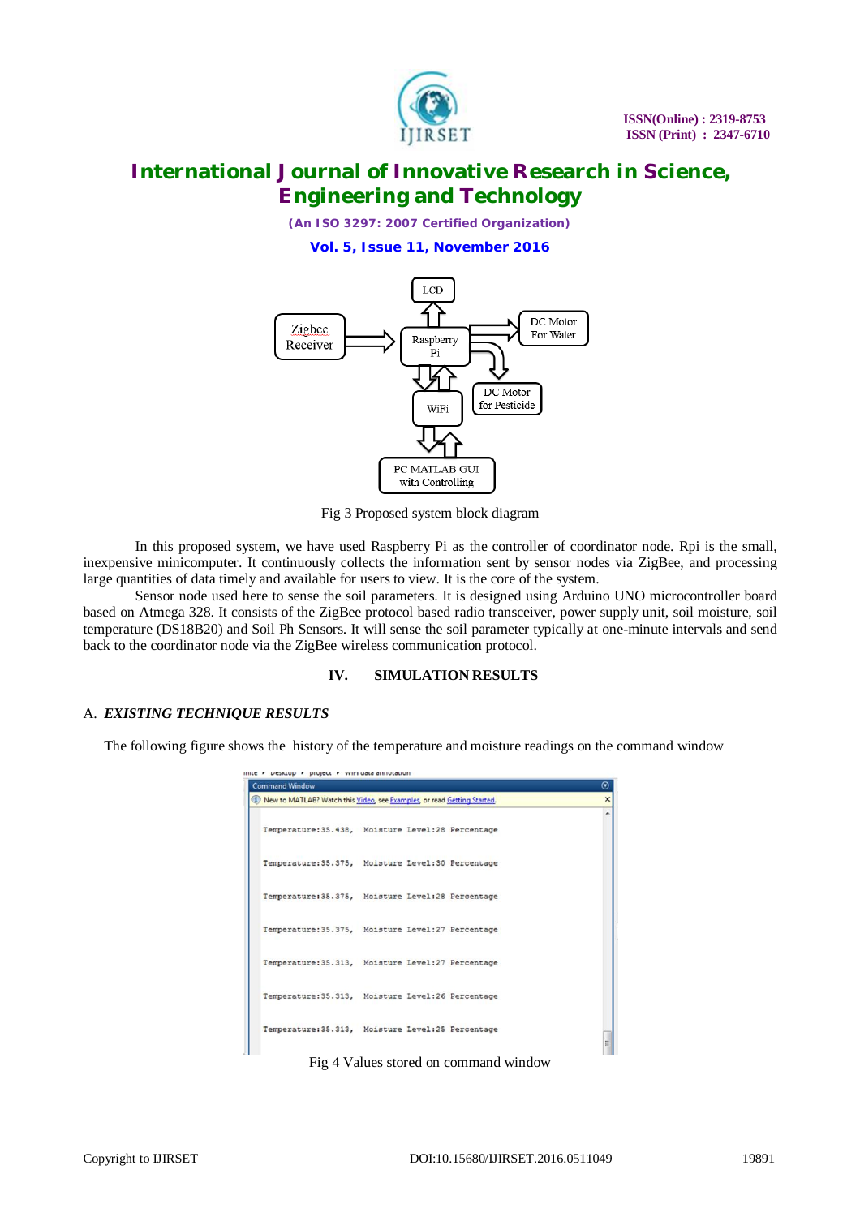Fig 3 Proposed system block diagram

In this proposed system, we have used Raspberry Pi as the controller of coordinator node. Rpi is the small, inexpensive minicomputer. It continuously collects the information sent by sensor nodes via ZigBee, and processing large quantities of data timely and available for users to view. It is the core of the system.

Sensor node used here to sense the soil parameters. It is designed using Arduino UNO microcontroller board based on Atmega 328. It consists of the ZigBee protocol based radio transceiver, power supply unit, soil moisture, soil temperature (DS18B20) and Soil Ph Sensors. It will sense the soil parameter typically at one-minute intervals and send back to the coordinator node via the ZigBee wireless communication protocol.

## IV. SIMULATION RESULTS

### A. *EXISTING TECHNIQUE RESULTS*

The following figure shows the history of the temperature and moisture readings on the command window

Fig 4 Values stored on command window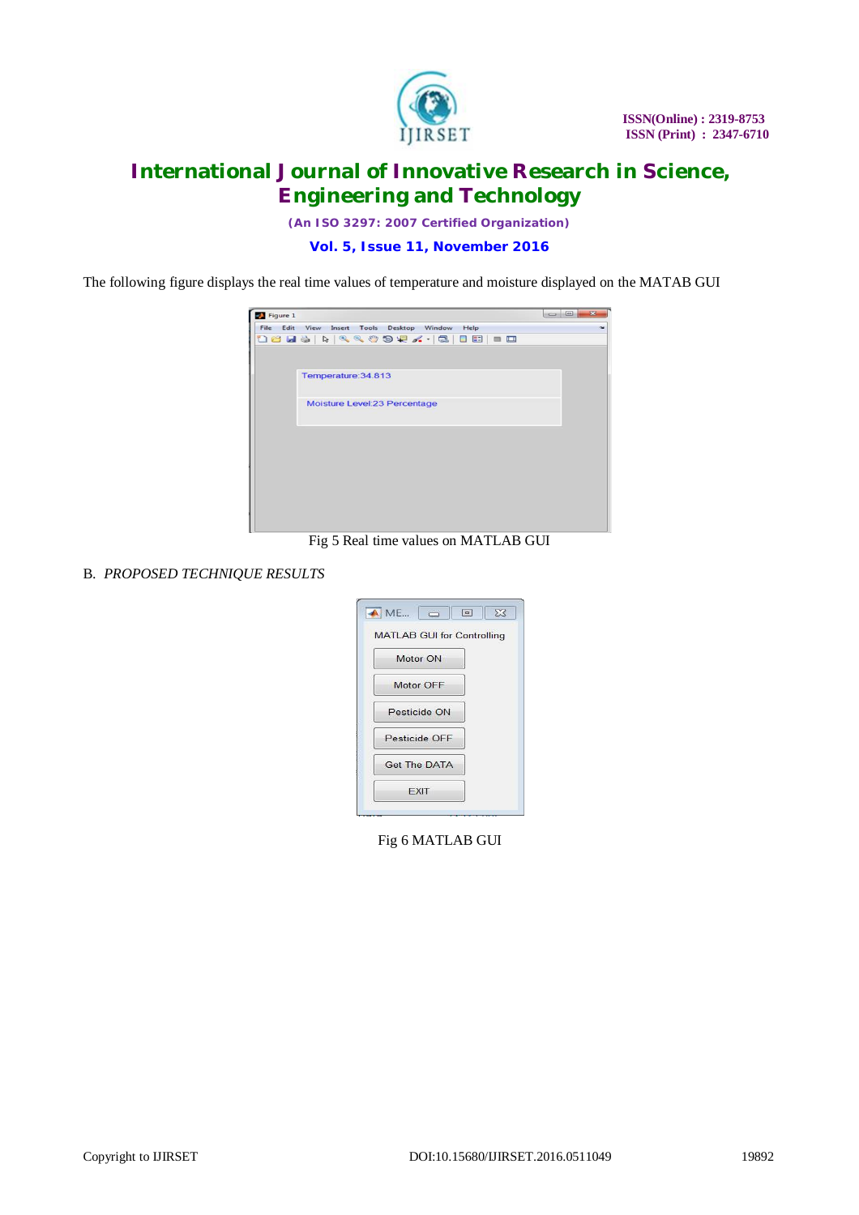The following figure displays the real time values of temperature and moisture displayed on the MATAB GUI

Fig 5 Real time values on MATLAB GUI

B. *PROPOSED TECHNIQUE RESULTS*

Fig 6 MATLAB GUI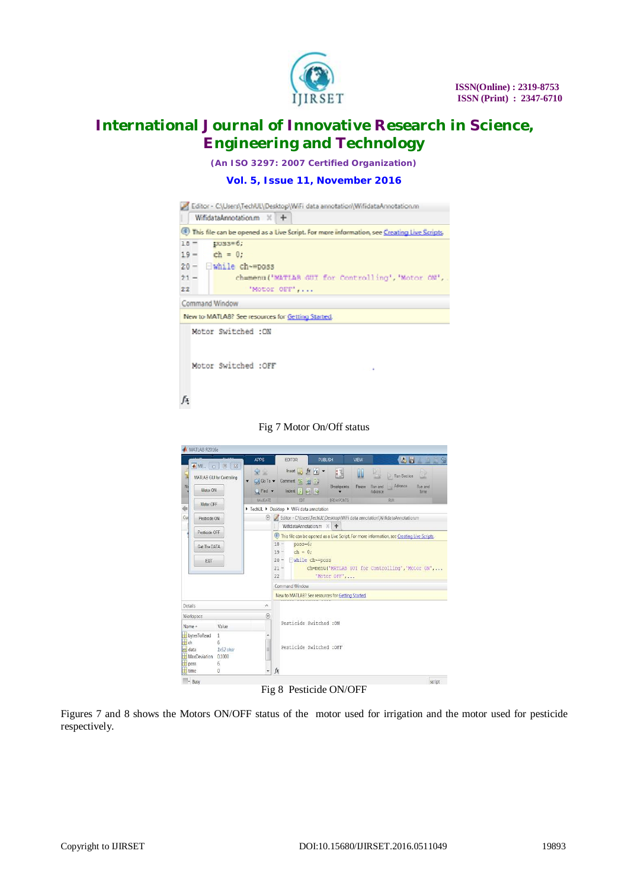Fig 7 Motor On/Off status

Fig 8  Pesticide ON/OFF

Figures 7 and 8 shows the Motors ON/OFF status of the  motor used for irrigation and the motor used for pesticide respectively.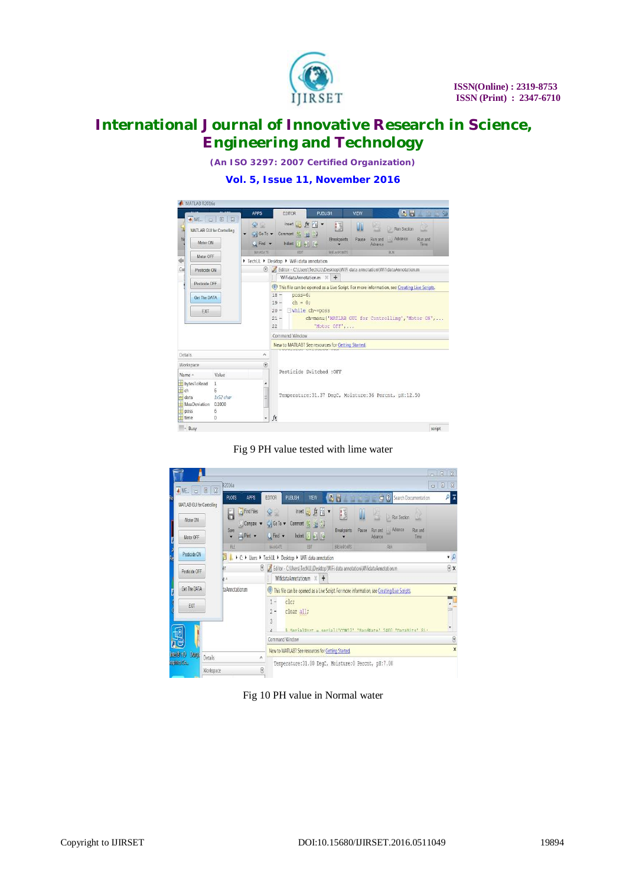Fig 9 PH value tested with lime water

Fig 10 PH value in Normal water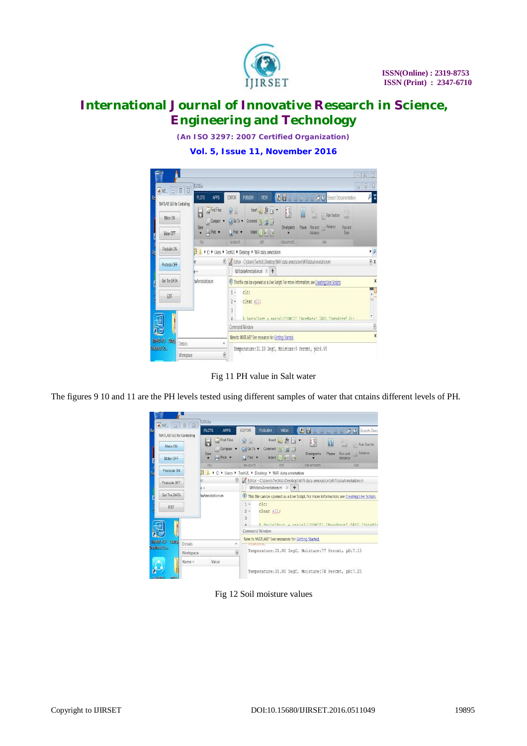Fig 11 PH value in Salt water

The figures 9 10 and 11 are the PH levels tested using different samples of water that cntains different levels of PH.

Fig 12 Soil moisture values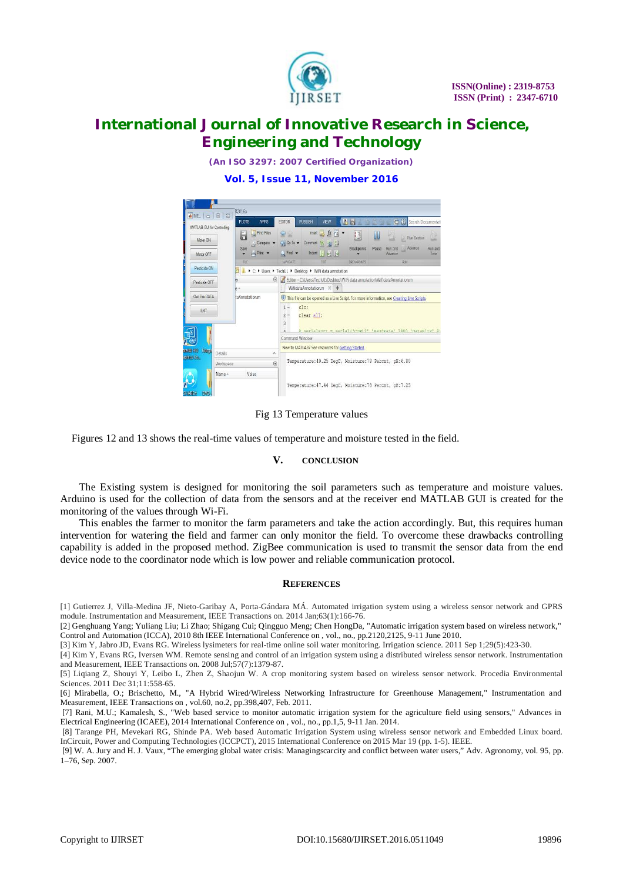Fig 13 Temperature values

Figures 12 and 13 shows the real-time values of temperature and moisture tested in the field.

## V. CONCLUSION

The Existing system is designed for monitoring the soil parameters such as temperature and moisture values. Arduino is used for the collection of data from the sensors and at the receiver end MATLAB GUI is created for the monitoring of the values through Wi-Fi.

This enables the farmer to monitor the farm parameters and take the action accordingly. But, this requires human intervention for watering the field and farmer can only monitor the field. To overcome these drawbacks controlling capability is added in the proposed method. ZigBee communication is used to transmit the sensor data from the end device node to the coordinator node which is low power and reliable communication protocol.

## REFERENCES

[1] Gutierrez J, Villa-Medina JF, Nieto-Garibay A, Porta-Gándara MÁ. Automated irrigation system using a wireless sensor network and GPRS module. Instrumentation and Measurement, IEEE Transactions on. 2014 Jan;63(1):166-76.

[2] Genghuang Yang; Yuliang Liu; Li Zhao; Shigang Cui; Qingguo Meng; Chen HongDa, "Automatic irrigation system based on wireless network," Control and Automation (ICCA), 2010 8th IEEE International Conference on , vol., no., pp.2120,2125, 9-11 June 2010.

[3] Kim Y, Jabro JD, Evans RG. Wireless lysimeters for real-time online soil water monitoring. Irrigation science. 2011 Sep 1;29(5):423-30.

[4] Kim Y, Evans RG, Iversen WM. Remote sensing and control of an irrigation system using a distributed wireless sensor network. Instrumentation and Measurement, IEEE Transactions on. 2008 Jul;57(7):1379-87.

[5] Liqiang Z, Shouyi Y, Leibo L, Zhen Z, Shaojun W. A crop monitoring system based on wireless sensor network. Procedia Environmental Sciences. 2011 Dec 31;11:558-65.

[6] Mirabella, O.; Brischetto, M., "A Hybrid Wired/Wireless Networking Infrastructure for Greenhouse Management," Instrumentation and Measurement, IEEE Transactions on , vol.60, no.2, pp.398,407, Feb. 2011.

[7] Rani, M.U.; Kamalesh, S., "Web based service to monitor automatic irrigation system for the agriculture field using sensors," Advances in Electrical Engineering (ICAEE), 2014 International Conference on , vol., no., pp.1,5, 9-11 Jan. 2014.

[8] Tarange PH, Mevekari RG, Shinde PA. Web based Automatic Irrigation System using wireless sensor network and Embedded Linux board. InCircuit, Power and Computing Technologies (ICCPCT), 2015 International Conference on 2015 Mar 19 (pp. 1-5). IEEE.

[9] W. A. Jury and H. J. Vaux, "The emerging global water crisis: Managingscarcity and conflict between water users," Adv. Agronomy, vol. 95, pp. 1–76, Sep. 2007.